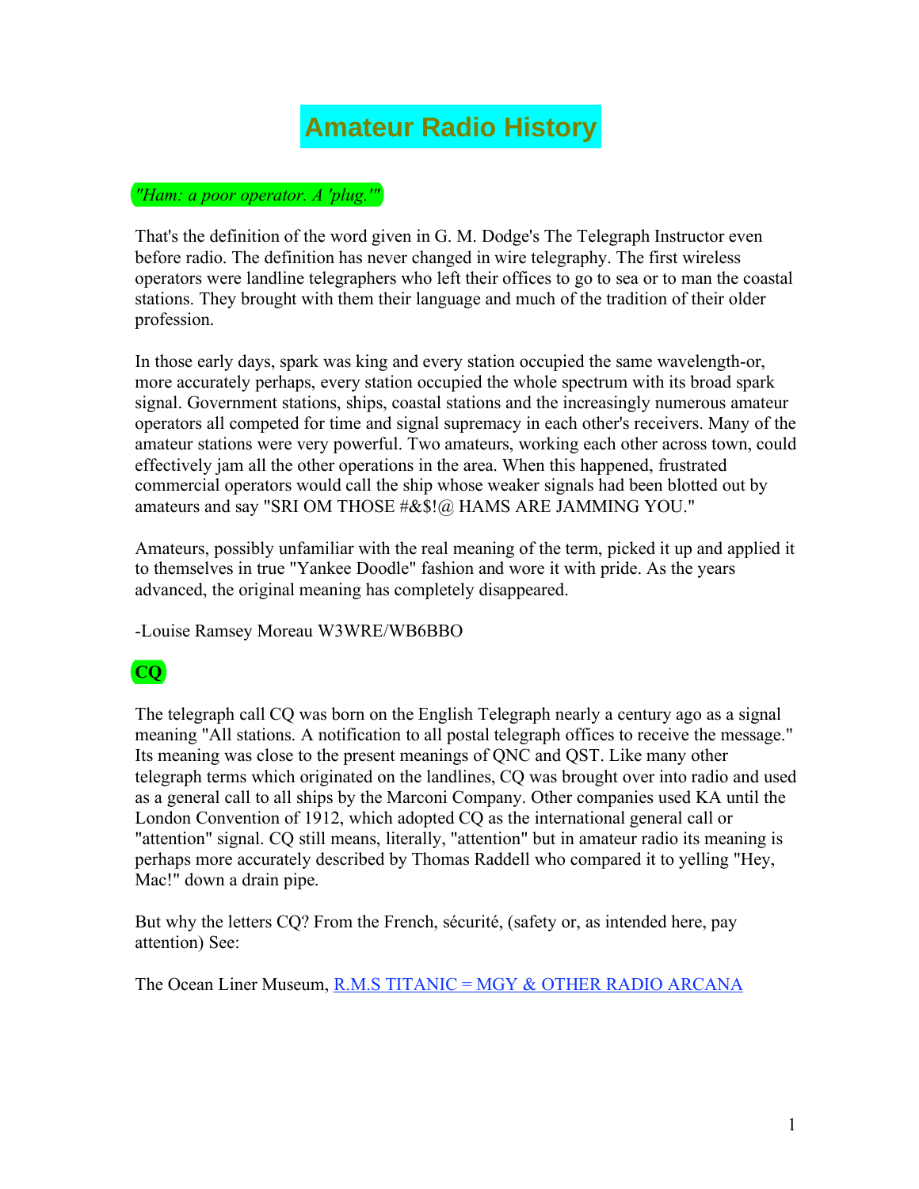# Amateur Radio History

## *"Ham: a poor operator. A 'plug.'"*

That's the definition of the word given in G. M. Dodge's The Telegraph Instructor even before radio. The definition has never changed in wire telegraphy. The first wireless operators were landline telegraphers who left their offices to go to sea or to man the coastal stations. They brought with them their language and much of the tradition of their older profession.

In those early days, spark was king and every station occupied the same wavelength-or, more accurately perhaps, every station occupied the whole spectrum with its broad spark signal. Government stations, ships, coastal stations and the increasingly numerous amateur operators all competed for time and signal supremacy in each other's receivers. Many of the amateur stations were very powerful. Two amateurs, working each other across town, could effectively jam all the other operations in the area. When this happened, frustrated commercial operators would call the ship whose weaker signals had been blotted out by amateurs and say "SRI OM THOSE #&$!@ HAMS ARE JAMMING YOU."

Amateurs, possibly unfamiliar with the real meaning of the term, picked it up and applied it to themselves in true "Yankee Doodle" fashion and wore it with pride. As the years advanced, the original meaning has completely disappeared.

-Louise Ramsey Moreau W3WRE/WB6BBO

## **CQ**

The telegraph call CQ was born on the English Telegraph nearly a century ago as a signal meaning "All stations. A notification to all postal telegraph offices to receive the message." Its meaning was close to the present meanings of QNC and QST. Like many other telegraph terms which originated on the landlines, CQ was brought over into radio and used as a general call to all ships by the Marconi Company. Other companies used KA until the London Convention of 1912, which adopted CQ as the international general call or "attention" signal. CQ still means, literally, "attention" but in amateur radio its meaning is perhaps more accurately described by Thomas Raddell who compared it to yelling "Hey, Mac!" down a drain pipe.

But why the letters CQ? From the French, sécurité, (safety or, as intended here, pay attention) See:

The Ocean Liner Museum, R.M.S TITANIC = MGY & OTHER RADIO ARCANA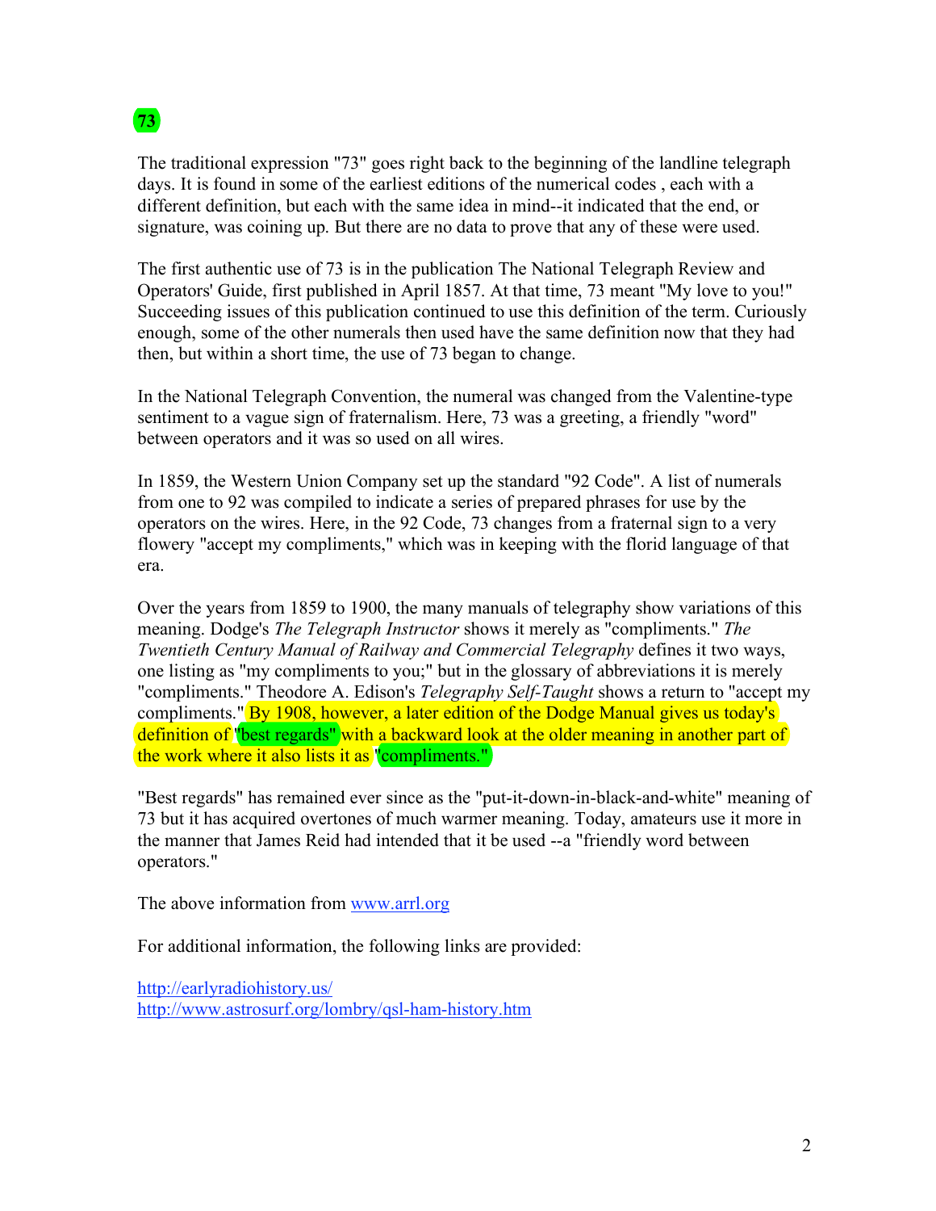# 73

The traditional expression "73" goes right back to the beginning of the landline telegraph days. It is found in some of the earliest editions of the numerical codes , each with a different definition, but each with the same idea in mind--it indicated that the end, or signature, was coining up. But there are no data to prove that any of these were used.

The first authentic use of 73 is in the publication The National Telegraph Review and Operators' Guide, first published in April 1857. At that time, 73 meant "My love to you!" Succeeding issues of this publication continued to use this definition of the term. Curiously enough, some of the other numerals then used have the same definition now that they had then, but within a short time, the use of 73 began to change.

In the National Telegraph Convention, the numeral was changed from the Valentine-type sentiment to a vague sign of fraternalism. Here, 73 was a greeting, a friendly "word" between operators and it was so used on all wires.

In 1859, the Western Union Company set up the standard "92 Code". A list of numerals from one to 92 was compiled to indicate a series of prepared phrases for use by the operators on the wires. Here, in the 92 Code, 73 changes from a fraternal sign to a very flowery "accept my compliments," which was in keeping with the florid language of that era.

Over the years from 1859 to 1900, the many manuals of telegraphy show variations of this meaning. Dodge's *The Telegraph Instructor* shows it merely as "compliments." *The Twentieth Century Manual of Railway and Commercial Telegraphy* defines it two ways, one listing as "my compliments to you;" but in the glossary of abbreviations it is merely "compliments." Theodore A. Edison's *Telegraphy Self-Taught* shows a return to "accept my compliments." By 1908, however, a later edition of the Dodge Manual gives us today's definition of "best regards" with a backward look at the older meaning in another part of the work where it also lists it as "compliments."

"Best regards" has remained ever since as the "put-it-down-in-black-and-white" meaning of 73 but it has acquired overtones of much warmer meaning. Today, amateurs use it more in the manner that James Reid had intended that it be used --a "friendly word between operators."

The above information from [www.arrl.org](www.arrl.org)

For additional information, the following links are provided:

[http://earlyradiohistory.us/](http://earlyradiohistory.us/)
[http://www.astrosurf.org/lombry/qsl-ham-history.htm](http://www.astrosurf.org/lombry/qsl-ham-history.htm)